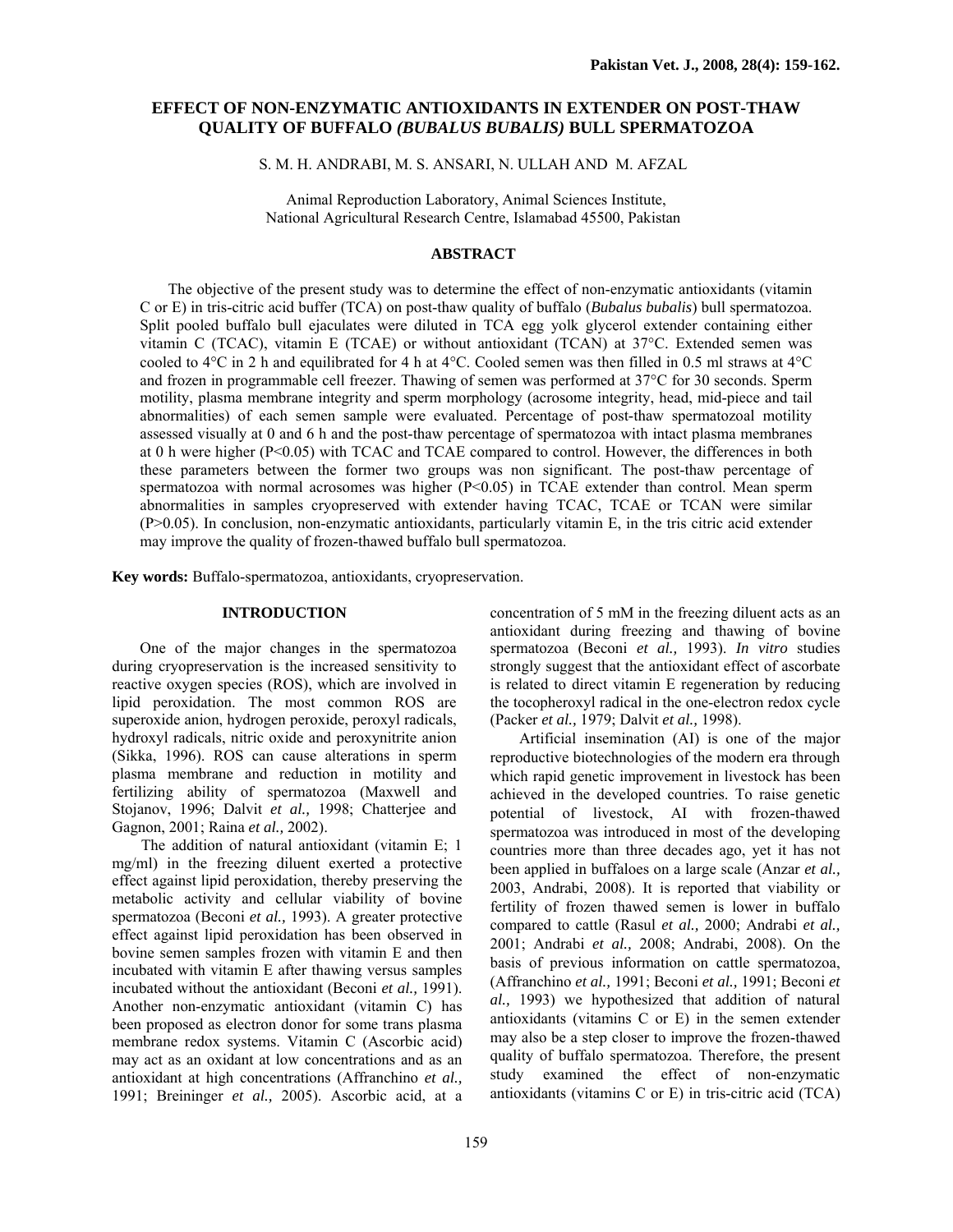# EFFECT OF NON-ENZYMATIC ANTIOXIDANTS IN EXTENDER ON POST-THAW QUALITY OF BUFFALO *(BUBALUS BUBALIS)* BULL SPERMATOZOA

S. M. H. ANDRABI, M. S. ANSARI, N. ULLAH AND M. AFZAL

Animal Reproduction Laboratory, Animal Sciences Institute,
National Agricultural Research Centre, Islamabad 45500, Pakistan

## ABSTRACT

The objective of the present study was to determine the effect of non-enzymatic antioxidants (vitamin C or E) in tris-citric acid buffer (TCA) on post-thaw quality of buffalo (*Bubalus bubalis*) bull spermatozoa. Split pooled buffalo bull ejaculates were diluted in TCA egg yolk glycerol extender containing either vitamin C (TCAC), vitamin E (TCAE) or without antioxidant (TCAN) at 37°C. Extended semen was cooled to 4°C in 2 h and equilibrated for 4 h at 4°C. Cooled semen was then filled in 0.5 ml straws at 4°C and frozen in programmable cell freezer. Thawing of semen was performed at 37°C for 30 seconds. Sperm motility, plasma membrane integrity and sperm morphology (acrosome integrity, head, mid-piece and tail abnormalities) of each semen sample were evaluated. Percentage of post-thaw spermatozoal motility assessed visually at 0 and 6 h and the post-thaw percentage of spermatozoa with intact plasma membranes at 0 h were higher ($P<0.05$) with TCAC and TCAE compared to control. However, the differences in both these parameters between the former two groups was non significant. The post-thaw percentage of spermatozoa with normal acrosomes was higher ($P<0.05$) in TCAE extender than control. Mean sperm abnormalities in samples cryopreserved with extender having TCAC, TCAE or TCAN were similar ($P>0.05$). In conclusion, non-enzymatic antioxidants, particularly vitamin E, in the tris citric acid extender may improve the quality of frozen-thawed buffalo bull spermatozoa.

**Key words:** Buffalo-spermatozoa, antioxidants, cryopreservation.

## INTRODUCTION

One of the major changes in the spermatozoa during cryopreservation is the increased sensitivity to reactive oxygen species (ROS), which are involved in lipid peroxidation. The most common ROS are superoxide anion, hydrogen peroxide, peroxyl radicals, hydroxyl radicals, nitric oxide and peroxynitrite anion (Sikka, 1996). ROS can cause alterations in sperm plasma membrane and reduction in motility and fertilizing ability of spermatozoa (Maxwell and Stojanov, 1996; Dalvit *et al.,* 1998; Chatterjee and Gagnon, 2001; Raina *et al.,* 2002).

The addition of natural antioxidant (vitamin E; 1 mg/ml) in the freezing diluent exerted a protective effect against lipid peroxidation, thereby preserving the metabolic activity and cellular viability of bovine spermatozoa (Beconi *et al.,* 1993). A greater protective effect against lipid peroxidation has been observed in bovine semen samples frozen with vitamin E and then incubated with vitamin E after thawing versus samples incubated without the antioxidant (Beconi *et al.,* 1991). Another non-enzymatic antioxidant (vitamin C) has been proposed as electron donor for some trans plasma membrane redox systems. Vitamin C (Ascorbic acid) may act as an oxidant at low concentrations and as an antioxidant at high concentrations (Affranchino *et al.,* 1991; Breininger *et al.,* 2005). Ascorbic acid, at a concentration of 5 mM in the freezing diluent acts as an antioxidant during freezing and thawing of bovine spermatozoa (Beconi *et al.,* 1993). *In vitro* studies strongly suggest that the antioxidant effect of ascorbate is related to direct vitamin E regeneration by reducing the tocopheroxyl radical in the one-electron redox cycle (Packer *et al.,* 1979; Dalvit *et al.,* 1998).

Artificial insemination (AI) is one of the major reproductive biotechnologies of the modern era through which rapid genetic improvement in livestock has been achieved in the developed countries. To raise genetic potential of livestock, AI with frozen-thawed spermatozoa was introduced in most of the developing countries more than three decades ago, yet it has not been applied in buffaloes on a large scale (Anzar *et al.,* 2003, Andrabi, 2008). It is reported that viability or fertility of frozen thawed semen is lower in buffalo compared to cattle (Rasul *et al.,* 2000; Andrabi *et al.,* 2001; Andrabi *et al.,* 2008; Andrabi, 2008). On the basis of previous information on cattle spermatozoa, (Affranchino *et al.,* 1991; Beconi *et al.,* 1991; Beconi *et al.,* 1993) we hypothesized that addition of natural antioxidants (vitamins C or E) in the semen extender may also be a step closer to improve the frozen-thawed quality of buffalo spermatozoa. Therefore, the present study examined the effect of non-enzymatic antioxidants (vitamins C or E) in tris-citric acid (TCA)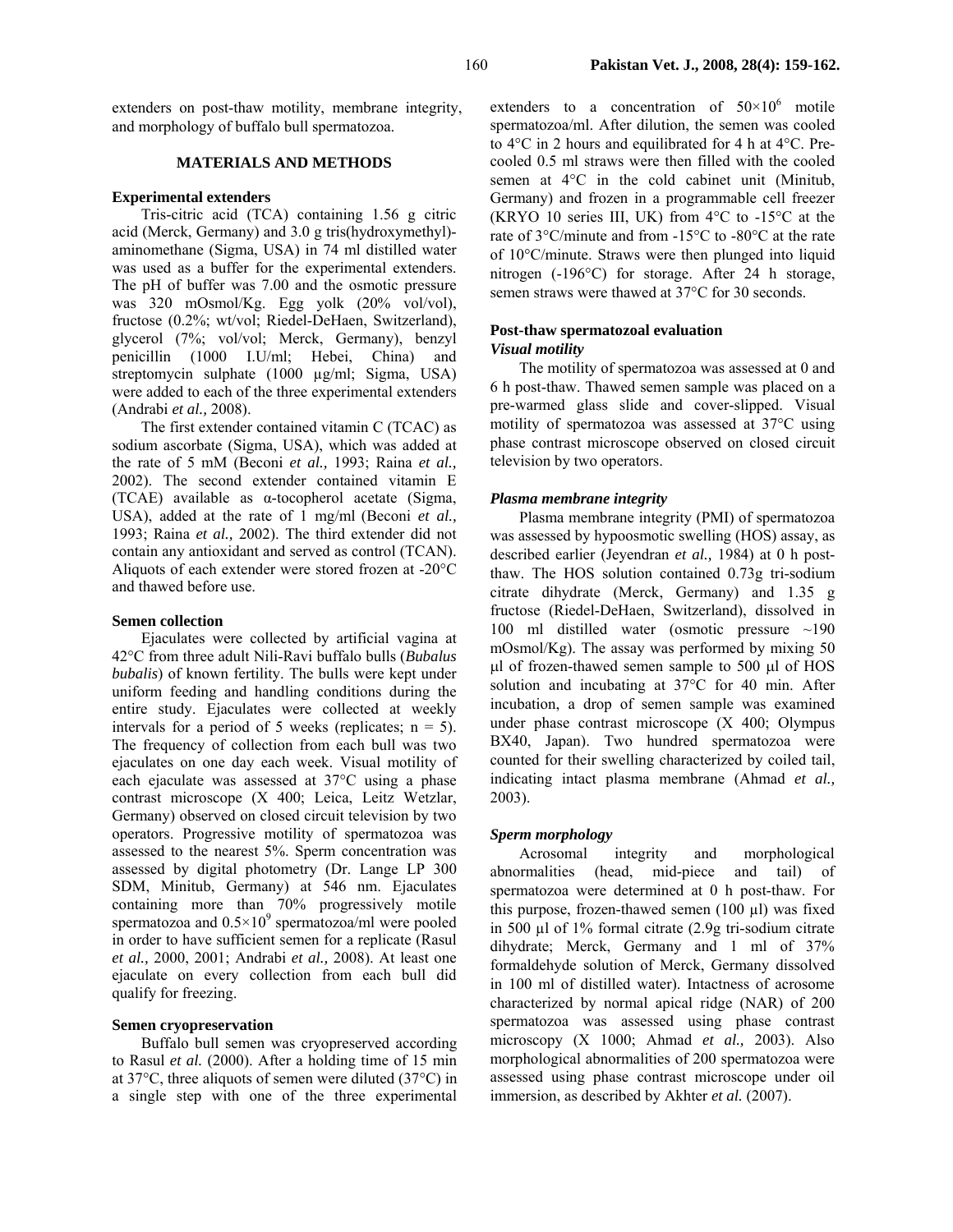extenders on post-thaw motility, membrane integrity, and morphology of buffalo bull spermatozoa.

## MATERIALS AND METHODS

### Experimental extenders

Tris-citric acid (TCA) containing 1.56 g citric acid (Merck, Germany) and 3.0 g tris(hydroxymethyl)-aminomethane (Sigma, USA) in 74 ml distilled water was used as a buffer for the experimental extenders. The pH of buffer was 7.00 and the osmotic pressure was 320 mOsmol/Kg. Egg yolk (20% vol/vol), fructose (0.2%; wt/vol; Riedel-DeHaen, Switzerland), glycerol (7%; vol/vol; Merck, Germany), benzyl penicillin (1000 I.U/ml; Hebei, China) and streptomycin sulphate (1000 µg/ml; Sigma, USA) were added to each of the three experimental extenders (Andrabi *et al.,* 2008).

The first extender contained vitamin C (TCAC) as sodium ascorbate (Sigma, USA), which was added at the rate of 5 mM (Beconi *et al.,* 1993; Raina *et al.,* 2002). The second extender contained vitamin E (TCAE) available as α-tocopherol acetate (Sigma, USA), added at the rate of 1 mg/ml (Beconi *et al.,* 1993; Raina *et al.,* 2002). The third extender did not contain any antioxidant and served as control (TCAN). Aliquots of each extender were stored frozen at -20°C and thawed before use.

### Semen collection

Ejaculates were collected by artificial vagina at 42°C from three adult Nili-Ravi buffalo bulls (*Bubalus bubalis*) of known fertility. The bulls were kept under uniform feeding and handling conditions during the entire study. Ejaculates were collected at weekly intervals for a period of 5 weeks (replicates; n = 5). The frequency of collection from each bull was two ejaculates on one day each week. Visual motility of each ejaculate was assessed at 37°C using a phase contrast microscope (X 400; Leica, Leitz Wetzlar, Germany) observed on closed circuit television by two operators. Progressive motility of spermatozoa was assessed to the nearest 5%. Sperm concentration was assessed by digital photometry (Dr. Lange LP 300 SDM, Minitub, Germany) at 546 nm. Ejaculates containing more than 70% progressively motile spermatozoa and $0.5\times10^9$ spermatozoa/ml were pooled in order to have sufficient semen for a replicate (Rasul *et al.,* 2000, 2001; Andrabi *et al.,* 2008). At least one ejaculate on every collection from each bull did qualify for freezing.

### Semen cryopreservation

Buffalo bull semen was cryopreserved according to Rasul *et al.* (2000). After a holding time of 15 min at 37°C, three aliquots of semen were diluted (37°C) in a single step with one of the three experimental extenders to a concentration of $50\times10^6$ motile spermatozoa/ml. After dilution, the semen was cooled to 4°C in 2 hours and equilibrated for 4 h at 4°C. Pre-cooled 0.5 ml straws were then filled with the cooled semen at 4°C in the cold cabinet unit (Minitub, Germany) and frozen in a programmable cell freezer (KRYO 10 series III, UK) from 4°C to -15°C at the rate of 3°C/minute and from -15°C to -80°C at the rate of 10°C/minute. Straws were then plunged into liquid nitrogen (-196°C) for storage. After 24 h storage, semen straws were thawed at 37°C for 30 seconds.

### Post-thaw spermatozoal evaluation

#### *Visual motility*

The motility of spermatozoa was assessed at 0 and 6 h post-thaw. Thawed semen sample was placed on a pre-warmed glass slide and cover-slipped. Visual motility of spermatozoa was assessed at 37°C using phase contrast microscope observed on closed circuit television by two operators.

#### *Plasma membrane integrity*

Plasma membrane integrity (PMI) of spermatozoa was assessed by hypoosmotic swelling (HOS) assay, as described earlier (Jeyendran *et al.,* 1984) at 0 h post-thaw. The HOS solution contained 0.73g tri-sodium citrate dihydrate (Merck, Germany) and 1.35 g fructose (Riedel-DeHaen, Switzerland), dissolved in 100 ml distilled water (osmotic pressure ~190 mOsmol/Kg). The assay was performed by mixing 50 µl of frozen-thawed semen sample to 500 µl of HOS solution and incubating at 37°C for 40 min. After incubation, a drop of semen sample was examined under phase contrast microscope (X 400; Olympus BX40, Japan). Two hundred spermatozoa were counted for their swelling characterized by coiled tail, indicating intact plasma membrane (Ahmad *et al.,* 2003).

#### *Sperm morphology*

Acrosomal integrity and morphological abnormalities (head, mid-piece and tail) of spermatozoa were determined at 0 h post-thaw. For this purpose, frozen-thawed semen (100 µl) was fixed in 500 µl of 1% formal citrate (2.9g tri-sodium citrate dihydrate; Merck, Germany and 1 ml of 37% formaldehyde solution of Merck, Germany dissolved in 100 ml of distilled water). Intactness of acrosome characterized by normal apical ridge (NAR) of 200 spermatozoa was assessed using phase contrast microscopy (X 1000; Ahmad *et al.,* 2003). Also morphological abnormalities of 200 spermatozoa were assessed using phase contrast microscope under oil immersion, as described by Akhter *et al.* (2007).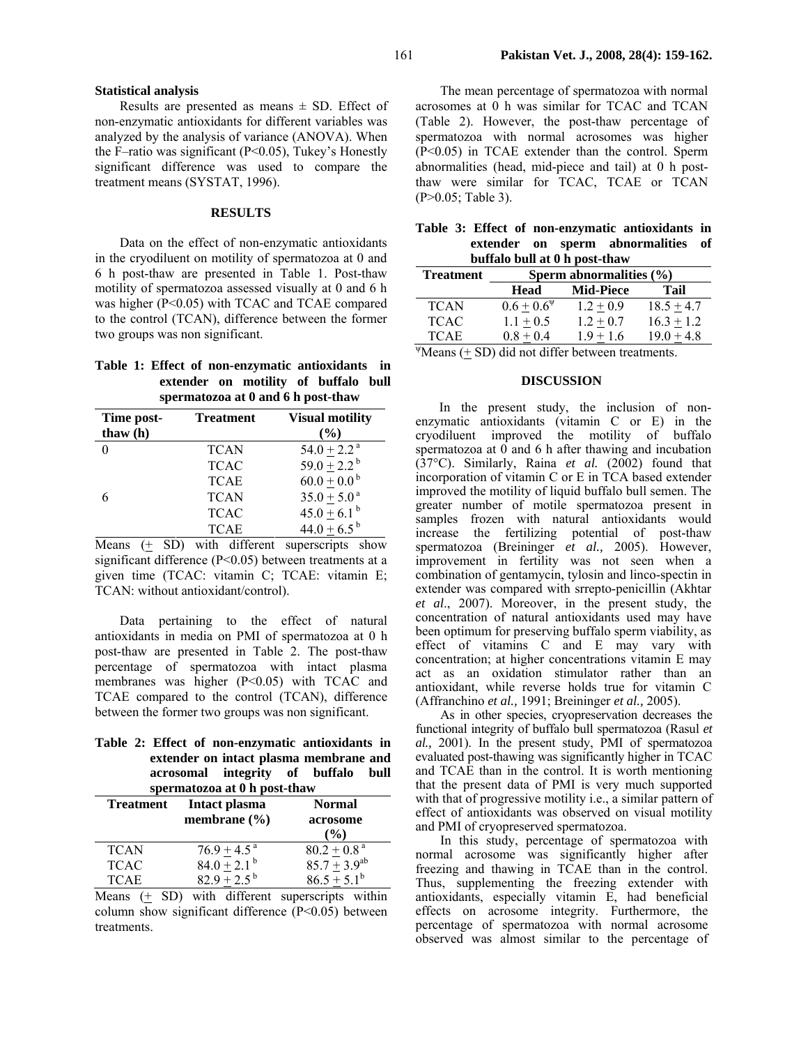### Statistical analysis

Results are presented as means ± SD. Effect of non-enzymatic antioxidants for different variables was analyzed by the analysis of variance (ANOVA). When the F–ratio was significant ($P<0.05$), Tukey's Honestly significant difference was used to compare the treatment means (SYSTAT, 1996).

## RESULTS

Data on the effect of non-enzymatic antioxidants in the cryodiluent on motility of spermatozoa at 0 and 6 h post-thaw are presented in Table 1. Post-thaw motility of spermatozoa assessed visually at 0 and 6 h was higher ($P<0.05$) with TCAC and TCAE compared to the control (TCAN), difference between the former two groups was non significant.

**Table 1: Effect of non-enzymatic antioxidants in extender on motility of buffalo bull spermatozoa at 0 and 6 h post-thaw**

| Time post-thaw (h) | Treatment | Visual motility (%) |
|---|---|---|
| 0 | TCAN | $54.0 \pm 2.2^{a}$ |
| | TCAC | $59.0 \pm 2.2^{b}$ |
| | TCAE | $60.0 \pm 0.0^{b}$ |
| 6 | TCAN | $35.0 \pm 5.0^{a}$ |
| | TCAC | $45.0 \pm 6.1^{b}$ |
| | TCAE | $44.0 \pm 6.5^{b}$ |

Means (± SD) with different superscripts show significant difference ($P<0.05$) between treatments at a given time (TCAC: vitamin C; TCAE: vitamin E; TCAN: without antioxidant/control).

Data pertaining to the effect of natural antioxidants in media on PMI of spermatozoa at 0 h post-thaw are presented in Table 2. The post-thaw percentage of spermatozoa with intact plasma membranes was higher ($P<0.05$) with TCAC and TCAE compared to the control (TCAN), difference between the former two groups was non significant.

**Table 2: Effect of non-enzymatic antioxidants in extender on intact plasma membrane and acrosomal integrity of buffalo bull spermatozoa at 0 h post-thaw**

| Treatment | Intact plasma membrane (%) | Normal acrosome (%) |
|---|---|---|
| TCAN | $76.9 \pm 4.5^{a}$ | $80.2 \pm 0.8^{a}$ |
| TCAC | $84.0 \pm 2.1^{b}$ | $85.7 \pm 3.9^{ab}$ |
| TCAE | $82.9 \pm 2.5^{b}$ | $86.5 \pm 5.1^{b}$ |

Means (± SD) with different superscripts within column show significant difference ($P<0.05$) between treatments.

The mean percentage of spermatozoa with normal acrosomes at 0 h was similar for TCAC and TCAN (Table 2). However, the post-thaw percentage of spermatozoa with normal acrosomes was higher ($P<0.05$) in TCAE extender than the control. Sperm abnormalities (head, mid-piece and tail) at 0 h post-thaw were similar for TCAC, TCAE or TCAN ($P>0.05$; Table 3).

**Table 3: Effect of non-enzymatic antioxidants in extender on sperm abnormalities of buffalo bull at 0 h post-thaw**

| Treatment | Sperm abnormalities (%) | | |
|---|---|---|---|
| | Head | Mid-Piece | Tail |
| TCAN | $0.6 \pm 0.6^{\psi}$ | $1.2 \pm 0.9$ | $18.5 \pm 4.7$ |
| TCAC | $1.1 \pm 0.5$ | $1.2 \pm 0.7$ | $16.3 \pm 1.2$ |
| TCAE | $0.8 \pm 0.4$ | $1.9 \pm 1.6$ | $19.0 \pm 4.8$ |

[ψ]Means (± SD) did not differ between treatments.

## DISCUSSION

In the present study, the inclusion of non-enzymatic antioxidants (vitamin C or E) in the cryodiluent improved the motility of buffalo spermatozoa at 0 and 6 h after thawing and incubation (37°C). Similarly, Raina *et al.* (2002) found that incorporation of vitamin C or E in TCA based extender improved the motility of liquid buffalo bull semen. The greater number of motile spermatozoa present in samples frozen with natural antioxidants would increase the fertilizing potential of post-thaw spermatozoa (Breininger *et al.,* 2005). However, improvement in fertility was not seen when a combination of gentamycin, tylosin and linco-spectin in extender was compared with srrepto-penicillin (Akhtar *et al*., 2007). Moreover, in the present study, the concentration of natural antioxidants used may have been optimum for preserving buffalo sperm viability, as effect of vitamins C and E may vary with concentration; at higher concentrations vitamin E may act as an oxidation stimulator rather than an antioxidant, while reverse holds true for vitamin C (Affranchino *et al.,* 1991; Breininger *et al.,* 2005).

As in other species, cryopreservation decreases the functional integrity of buffalo bull spermatozoa (Rasul *et al.,* 2001). In the present study, PMI of spermatozoa evaluated post-thawing was significantly higher in TCAC and TCAE than in the control. It is worth mentioning that the present data of PMI is very much supported with that of progressive motility i.e., a similar pattern of effect of antioxidants was observed on visual motility and PMI of cryopreserved spermatozoa.

In this study, percentage of spermatozoa with normal acrosome was significantly higher after freezing and thawing in TCAE than in the control. Thus, supplementing the freezing extender with antioxidants, especially vitamin E, had beneficial effects on acrosome integrity. Furthermore, the percentage of spermatozoa with normal acrosome observed was almost similar to the percentage of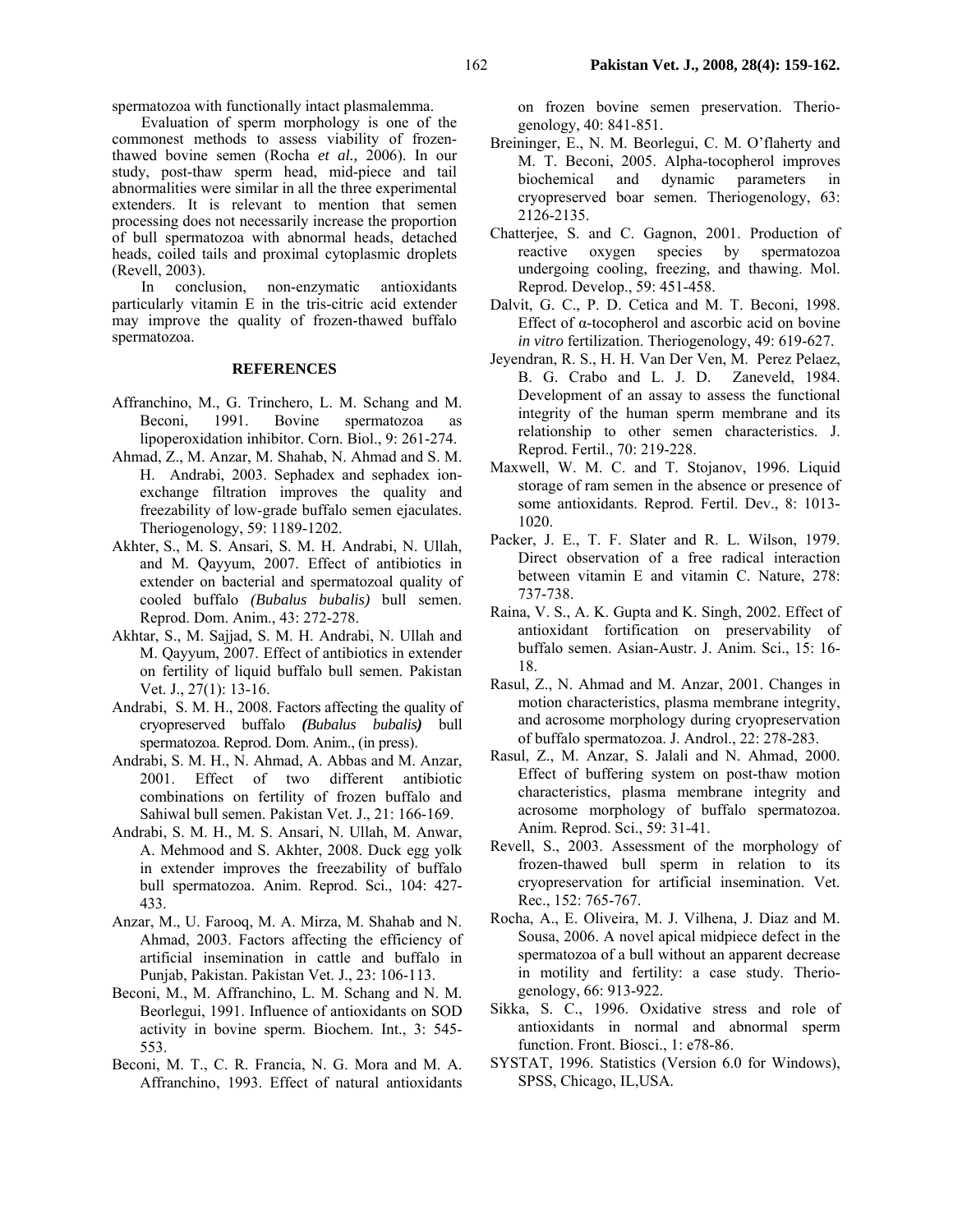spermatozoa with functionally intact plasmalemma.

Evaluation of sperm morphology is one of the commonest methods to assess viability of frozen-thawed bovine semen (Rocha *et al.,* 2006). In our study, post-thaw sperm head, mid-piece and tail abnormalities were similar in all the three experimental extenders. It is relevant to mention that semen processing does not necessarily increase the proportion of bull spermatozoa with abnormal heads, detached heads, coiled tails and proximal cytoplasmic droplets (Revell, 2003).

In conclusion, non-enzymatic antioxidants particularly vitamin E in the tris-citric acid extender may improve the quality of frozen-thawed buffalo spermatozoa.

## REFERENCES

Affranchino, M., G. Trinchero, L. M. Schang and M. Beconi, 1991. Bovine spermatozoa as lipoperoxidation inhibitor. Corn. Biol., 9: 261-274.

Ahmad, Z., M. Anzar, M. Shahab, N. Ahmad and S. M. H. Andrabi, 2003. Sephadex and sephadex ion-exchange filtration improves the quality and freezability of low-grade buffalo semen ejaculates. Theriogenology, 59: 1189-1202.

Akhter, S., M. S. Ansari, S. M. H. Andrabi, N. Ullah, and M. Qayyum, 2007. Effect of antibiotics in extender on bacterial and spermatozoal quality of cooled buffalo *(Bubalus bubalis)* bull semen. Reprod. Dom. Anim., 43: 272-278.

Akhtar, S., M. Sajjad, S. M. H. Andrabi, N. Ullah and M. Qayyum, 2007. Effect of antibiotics in extender on fertility of liquid buffalo bull semen. Pakistan Vet. J., 27(1): 13-16.

Andrabi, S. M. H., 2008. Factors affecting the quality of cryopreserved buffalo *(Bubalus bubalis)* bull spermatozoa. Reprod. Dom. Anim., (in press).

Andrabi, S. M. H., N. Ahmad, A. Abbas and M. Anzar, 2001. Effect of two different antibiotic combinations on fertility of frozen buffalo and Sahiwal bull semen. Pakistan Vet. J., 21: 166-169.

Andrabi, S. M. H., M. S. Ansari, N. Ullah, M. Anwar, A. Mehmood and S. Akhter, 2008. Duck egg yolk in extender improves the freezability of buffalo bull spermatozoa. Anim. Reprod. Sci., 104: 427-433.

Anzar, M., U. Farooq, M. A. Mirza, M. Shahab and N. Ahmad, 2003. Factors affecting the efficiency of artificial insemination in cattle and buffalo in Punjab, Pakistan. Pakistan Vet. J., 23: 106-113.

Beconi, M., M. Affranchino, L. M. Schang and N. M. Beorlegui, 1991. Influence of antioxidants on SOD activity in bovine sperm. Biochem. Int., 3: 545-553.

Beconi, M. T., C. R. Francia, N. G. Mora and M. A. Affranchino, 1993. Effect of natural antioxidants on frozen bovine semen preservation. Theriogenology, 40: 841-851.

Breininger, E., N. M. Beorlegui, C. M. O'flaherty and M. T. Beconi, 2005. Alpha-tocopherol improves biochemical and dynamic parameters in cryopreserved boar semen. Theriogenology, 63: 2126-2135.

Chatterjee, S. and C. Gagnon, 2001. Production of reactive oxygen species by spermatozoa undergoing cooling, freezing, and thawing. Mol. Reprod. Develop., 59: 451-458.

Dalvit, G. C., P. D. Cetica and M. T. Beconi, 1998. Effect of α-tocopherol and ascorbic acid on bovine *in vitro* fertilization. Theriogenology, 49: 619-627.

Jeyendran, R. S., H. H. Van Der Ven, M. Perez Pelaez, B. G. Crabo and L. J. D. Zaneveld, 1984. Development of an assay to assess the functional integrity of the human sperm membrane and its relationship to other semen characteristics. J. Reprod. Fertil., 70: 219-228.

Maxwell, W. M. C. and T. Stojanov, 1996. Liquid storage of ram semen in the absence or presence of some antioxidants. Reprod. Fertil. Dev., 8: 1013-1020.

Packer, J. E., T. F. Slater and R. L. Wilson, 1979. Direct observation of a free radical interaction between vitamin E and vitamin C. Nature, 278: 737-738.

Raina, V. S., A. K. Gupta and K. Singh, 2002. Effect of antioxidant fortification on preservability of buffalo semen. Asian-Austr. J. Anim. Sci., 15: 16-18.

Rasul, Z., N. Ahmad and M. Anzar, 2001. Changes in motion characteristics, plasma membrane integrity, and acrosome morphology during cryopreservation of buffalo spermatozoa. J. Androl., 22: 278-283.

Rasul, Z., M. Anzar, S. Jalali and N. Ahmad, 2000. Effect of buffering system on post-thaw motion characteristics, plasma membrane integrity and acrosome morphology of buffalo spermatozoa. Anim. Reprod. Sci., 59: 31-41.

Revell, S., 2003. Assessment of the morphology of frozen-thawed bull sperm in relation to its cryopreservation for artificial insemination. Vet. Rec., 152: 765-767.

Rocha, A., E. Oliveira, M. J. Vilhena, J. Diaz and M. Sousa, 2006. A novel apical midpiece defect in the spermatozoa of a bull without an apparent decrease in motility and fertility: a case study. Theriogenology, 66: 913-922.

Sikka, S. C., 1996. Oxidative stress and role of antioxidants in normal and abnormal sperm function. Front. Biosci., 1: e78-86.

SYSTAT, 1996. Statistics (Version 6.0 for Windows), SPSS, Chicago, IL,USA.